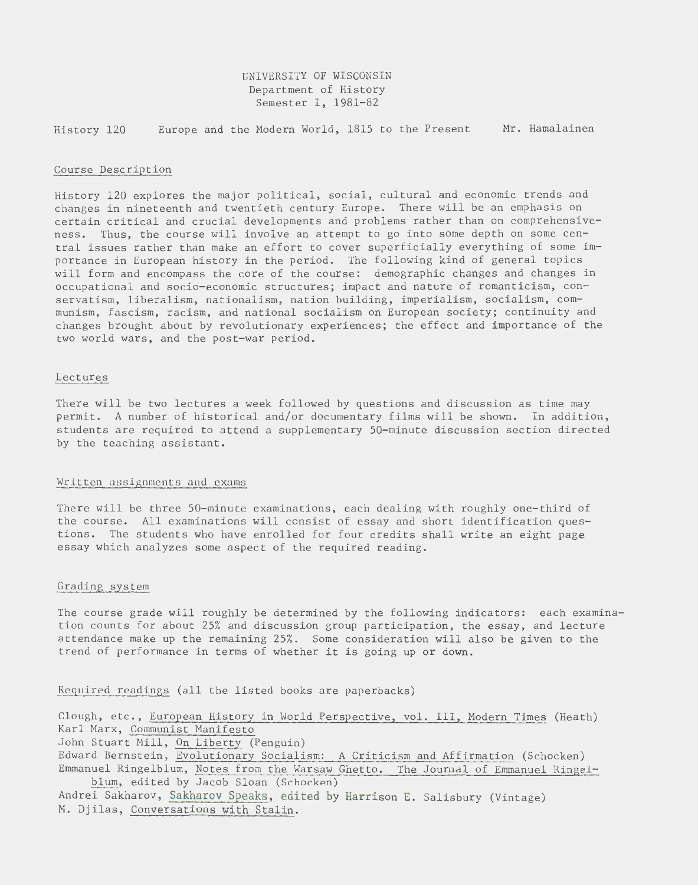UNIVERSITY OF WISCONSIN
Department of History
Semester I, 1981-82

History 120 Europe and the Modern World, 1815 to the Present Mr. Hamalainen

## Course Description

History 120 explores the major political, social, cultural and economic trends and changes in nineteenth and twentieth century Europe. There will be an emphasis on certain critical and crucial developments and problems rather than on comprehensiveness. Thus, the course will involve an attempt to go into some depth on some central issues rather than make an effort to cover superficially everything of some importance in European history in the period. The following kind of general topics will form and encompass the core of the course: demographic changes and changes in occupational and socio-economic structures; impact and nature of romanticism, conservatism, liberalism, nationalism, nation building, imperialism, socialism, communism, fascism, racism, and national socialism on European society; continuity and changes brought about by revolutionary experiences; the effect and importance of the two world wars, and the post-war period.

## Lectures

There will be two lectures a week followed by questions and discussion as time may permit. A number of historical and/or documentary films will be shown. In addition, students are required to attend a supplementary 50-minute discussion section directed by the teaching assistant.

## Written assignments and exams

There will be three 50-minute examinations, each dealing with roughly one-third of the course. All examinations will consist of essay and short identification questions. The students who have enrolled for four credits shall write an eight page essay which analyzes some aspect of the required reading.

## Grading system

The course grade will roughly be determined by the following indicators: each examination counts for about 25% and discussion group participation, the essay, and lecture attendance make up the remaining 25%. Some consideration will also be given to the trend of performance in terms of whether it is going up or down.

## Required readings (all the listed books are paperbacks)

Clough, etc., European History in World Perspective, vol. III, Modern Times (Heath)
Karl Marx, Communist Manifesto
John Stuart Mill, On Liberty (Penguin)
Edward Bernstein, Evolutionary Socialism: A Criticism and Affirmation (Schocken)
Emmanuel Ringelblum, Notes from the Warsaw Ghetto. The Journal of Emmanuel Ringelblum, edited by Jacob Sloan (Schocken)
Andrei Sakharov, Sakharov Speaks, edited by Harrison E. Salisbury (Vintage)
M. Djilas, Conversations with Stalin.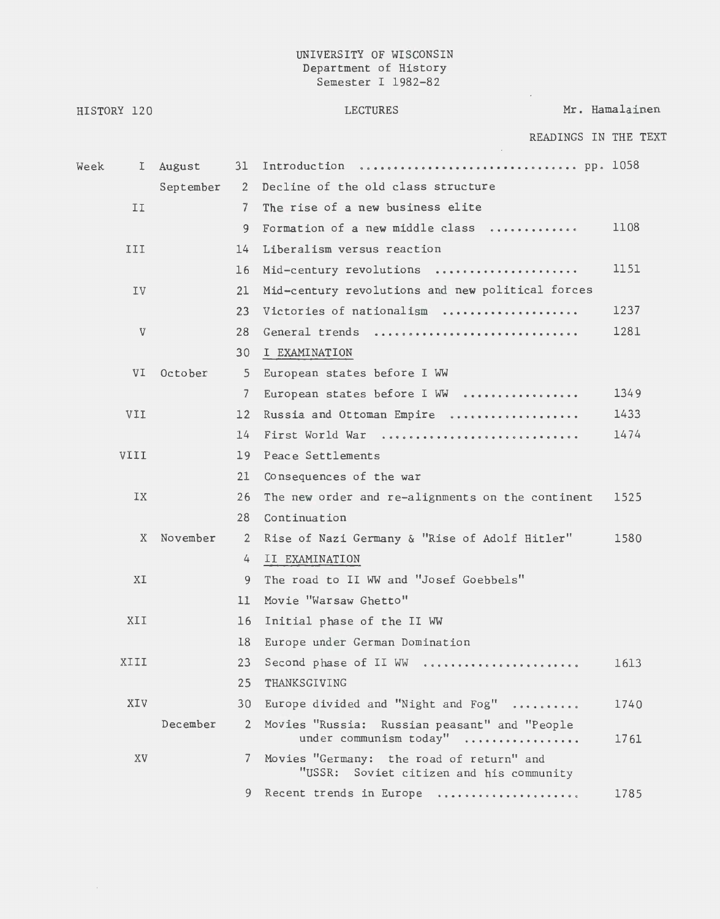UNIVERSITY OF WISCONSIN
Department of History
Semester I 1982-82

HISTORY 120 — LECTURES — Mr. Hamalainen

| Week | | Month | Day | Lecture | Readings in the Text |
|---|---|---|---|---|---|
| Week | I | August | 31 | Introduction | pp. 1058 |
| | | September | 2 | Decline of the old class structure | |
| | II | | 7 | The rise of a new business elite | |
| | | | 9 | Formation of a new middle class | 1108 |
| | III | | 14 | Liberalism versus reaction | |
| | | | 16 | Mid-century revolutions | 1151 |
| | IV | | 21 | Mid-century revolutions and new political forces | |
| | | | 23 | Victories of nationalism | 1237 |
| | V | | 28 | General trends | 1281 |
| | | | 30 | I EXAMINATION | |
| | VI | October | 5 | European states before I WW | |
| | | | 7 | European states before I WW | 1349 |
| | VII | | 12 | Russia and Ottoman Empire | 1433 |
| | | | 14 | First World War | 1474 |
| | VIII | | 19 | Peace Settlements | |
| | | | 21 | Consequences of the war | |
| | IX | | 26 | The new order and re-alignments on the continent | 1525 |
| | | | 28 | Continuation | |
| | X | November | 2 | Rise of Nazi Germany & "Rise of Adolf Hitler" | 1580 |
| | | | 4 | II EXAMINATION | |
| | XI | | 9 | The road to II WW and "Josef Goebbels" | |
| | | | 11 | Movie "Warsaw Ghetto" | |
| | XII | | 16 | Initial phase of the II WW | |
| | | | 18 | Europe under German Domination | |
| | XIII | | 23 | Second phase of II WW | 1613 |
| | | | 25 | THANKSGIVING | |
| | XIV | | 30 | Europe divided and "Night and Fog" | 1740 |
| | | December | 2 | Movies "Russia: Russian peasant" and "People under communism today" | 1761 |
| | XV | | 7 | Movies "Germany: the road of return" and "USSR: Soviet citizen and his community | |
| | | | 9 | Recent trends in Europe | 1785 |